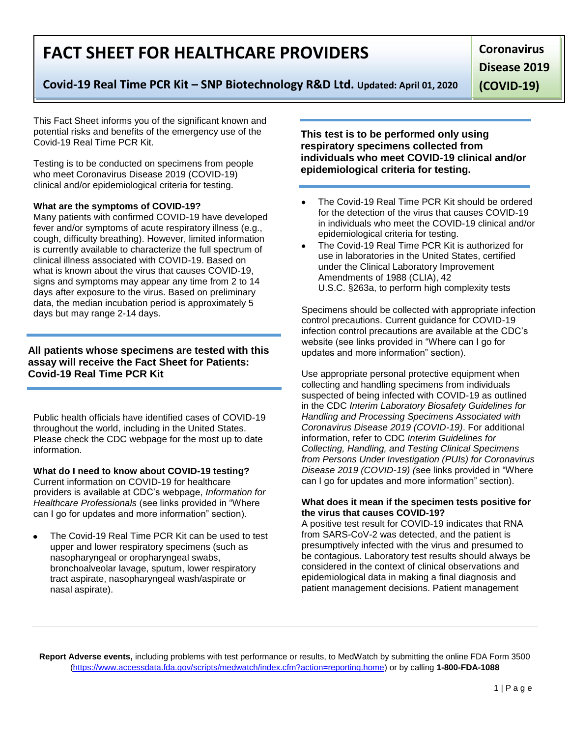# FACT SHEET FOR HEALTHCARE PROVIDERS

**Covid-19 Real Time PCR Kit – SNP Biotechnology R&D Ltd.** **Updated: April 01, 2020**

**Coronavirus Disease 2019 (COVID-19)**

This Fact Sheet informs you of the significant known and potential risks and benefits of the emergency use of the Covid-19 Real Time PCR Kit.

Testing is to be conducted on specimens from people who meet Coronavirus Disease 2019 (COVID-19) clinical and/or epidemiological criteria for testing.

**What are the symptoms of COVID-19?**
Many patients with confirmed COVID-19 have developed fever and/or symptoms of acute respiratory illness (e.g., cough, difficulty breathing). However, limited information is currently available to characterize the full spectrum of clinical illness associated with COVID-19. Based on what is known about the virus that causes COVID-19, signs and symptoms may appear any time from 2 to 14 days after exposure to the virus. Based on preliminary data, the median incubation period is approximately 5 days but may range 2-14 days.

**All patients whose specimens are tested with this assay will receive the Fact Sheet for Patients: Covid-19 Real Time PCR Kit**

Public health officials have identified cases of COVID-19 throughout the world, including in the United States. Please check the CDC webpage for the most up to date information.

**What do I need to know about COVID-19 testing?**
Current information on COVID-19 for healthcare providers is available at CDC's webpage, *Information for Healthcare Professionals* (see links provided in "Where can I go for updates and more information" section).

- The Covid-19 Real Time PCR Kit can be used to test upper and lower respiratory specimens (such as nasopharyngeal or oropharyngeal swabs, bronchoalveolar lavage, sputum, lower respiratory tract aspirate, nasopharyngeal wash/aspirate or nasal aspirate).

**This test is to be performed only using respiratory specimens collected from individuals who meet COVID-19 clinical and/or epidemiological criteria for testing.**

- The Covid-19 Real Time PCR Kit should be ordered for the detection of the virus that causes COVID-19 in individuals who meet the COVID-19 clinical and/or epidemiological criteria for testing.
- The Covid-19 Real Time PCR Kit is authorized for use in laboratories in the United States, certified under the Clinical Laboratory Improvement Amendments of 1988 (CLIA), 42 U.S.C. §263a, to perform high complexity tests

Specimens should be collected with appropriate infection control precautions. Current guidance for COVID-19 infection control precautions are available at the CDC's website (see links provided in "Where can I go for updates and more information" section).

Use appropriate personal protective equipment when collecting and handling specimens from individuals suspected of being infected with COVID-19 as outlined in the CDC *Interim Laboratory Biosafety Guidelines for Handling and Processing Specimens Associated with Coronavirus Disease 2019 (COVID-19)*. For additional information, refer to CDC *Interim Guidelines for Collecting, Handling, and Testing Clinical Specimens from Persons Under Investigation (PUIs) for Coronavirus Disease 2019 (COVID-19) (*see links provided in "Where can I go for updates and more information" section).

**What does it mean if the specimen tests positive for the virus that causes COVID-19?**
A positive test result for COVID-19 indicates that RNA from SARS-CoV-2 was detected, and the patient is presumptively infected with the virus and presumed to be contagious. Laboratory test results should always be considered in the context of clinical observations and epidemiological data in making a final diagnosis and patient management decisions. Patient management

**Report Adverse events,** including problems with test performance or results, to MedWatch by submitting the online FDA Form 3500 (https://www.accessdata.fda.gov/scripts/medwatch/index.cfm?action=reporting.home) or by calling **1-800-FDA-1088**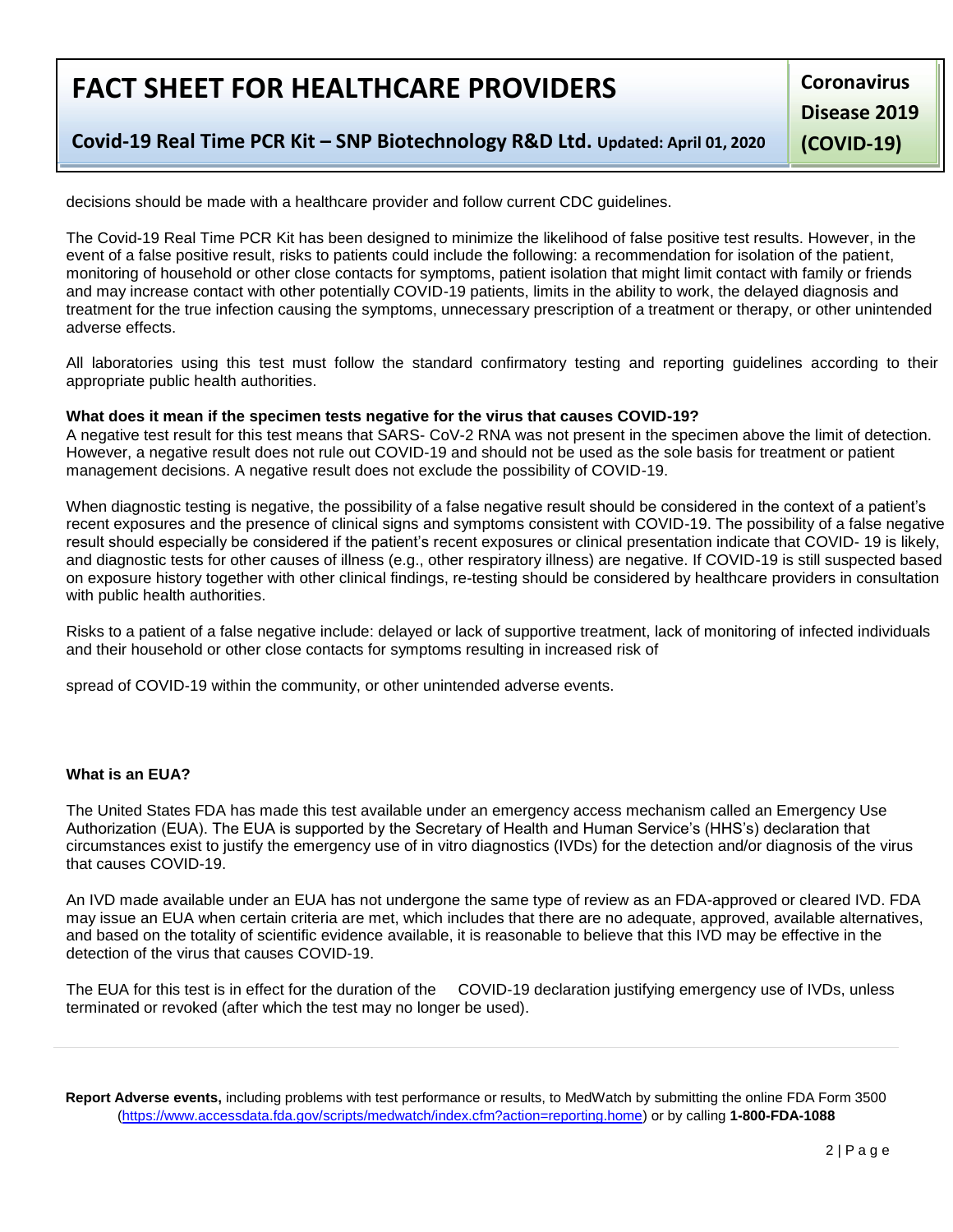decisions should be made with a healthcare provider and follow current CDC guidelines.

The Covid-19 Real Time PCR Kit has been designed to minimize the likelihood of false positive test results. However, in the event of a false positive result, risks to patients could include the following: a recommendation for isolation of the patient, monitoring of household or other close contacts for symptoms, patient isolation that might limit contact with family or friends and may increase contact with other potentially COVID-19 patients, limits in the ability to work, the delayed diagnosis and treatment for the true infection causing the symptoms, unnecessary prescription of a treatment or therapy, or other unintended adverse effects.

All laboratories using this test must follow the standard confirmatory testing and reporting guidelines according to their appropriate public health authorities.

**What does it mean if the specimen tests negative for the virus that causes COVID-19?**

A negative test result for this test means that SARS- CoV-2 RNA was not present in the specimen above the limit of detection. However, a negative result does not rule out COVID-19 and should not be used as the sole basis for treatment or patient management decisions. A negative result does not exclude the possibility of COVID-19.

When diagnostic testing is negative, the possibility of a false negative result should be considered in the context of a patient's recent exposures and the presence of clinical signs and symptoms consistent with COVID-19. The possibility of a false negative result should especially be considered if the patient's recent exposures or clinical presentation indicate that COVID- 19 is likely, and diagnostic tests for other causes of illness (e.g., other respiratory illness) are negative. If COVID-19 is still suspected based on exposure history together with other clinical findings, re-testing should be considered by healthcare providers in consultation with public health authorities.

Risks to a patient of a false negative include: delayed or lack of supportive treatment, lack of monitoring of infected individuals and their household or other close contacts for symptoms resulting in increased risk of

spread of COVID-19 within the community, or other unintended adverse events.

**What is an EUA?**

The United States FDA has made this test available under an emergency access mechanism called an Emergency Use Authorization (EUA). The EUA is supported by the Secretary of Health and Human Service's (HHS's) declaration that circumstances exist to justify the emergency use of in vitro diagnostics (IVDs) for the detection and/or diagnosis of the virus that causes COVID-19.

An IVD made available under an EUA has not undergone the same type of review as an FDA-approved or cleared IVD. FDA may issue an EUA when certain criteria are met, which includes that there are no adequate, approved, available alternatives, and based on the totality of scientific evidence available, it is reasonable to believe that this IVD may be effective in the detection of the virus that causes COVID-19.

The EUA for this test is in effect for the duration of the COVID-19 declaration justifying emergency use of IVDs, unless terminated or revoked (after which the test may no longer be used).

---

**Report Adverse events,** including problems with test performance or results, to MedWatch by submitting the online FDA Form 3500 (https://www.accessdata.fda.gov/scripts/medwatch/index.cfm?action=reporting.home) or by calling **1-800-FDA-1088**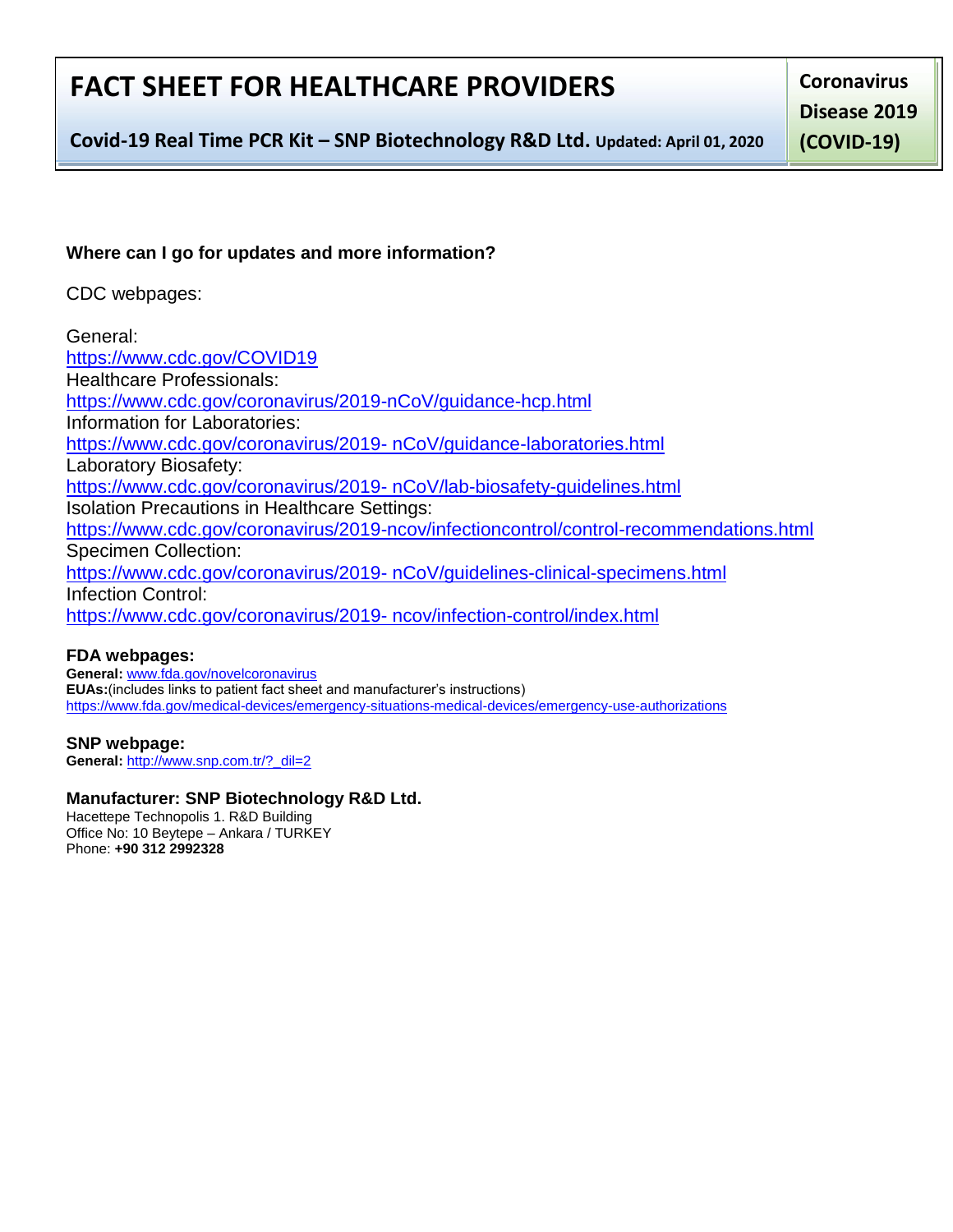### Where can I go for updates and more information?

CDC webpages:

General:
https://www.cdc.gov/COVID19
Healthcare Professionals:
https://www.cdc.gov/coronavirus/2019-nCoV/guidance-hcp.html
Information for Laboratories:
https://www.cdc.gov/coronavirus/2019- nCoV/guidance-laboratories.html
Laboratory Biosafety:
https://www.cdc.gov/coronavirus/2019- nCoV/lab-biosafety-guidelines.html
Isolation Precautions in Healthcare Settings:
https://www.cdc.gov/coronavirus/2019-ncov/infectioncontrol/control-recommendations.html
Specimen Collection:
https://www.cdc.gov/coronavirus/2019- nCoV/guidelines-clinical-specimens.html
Infection Control:
https://www.cdc.gov/coronavirus/2019- ncov/infection-control/index.html

**FDA webpages:**
**General:** www.fda.gov/novelcoronavirus
**EUAs:**(includes links to patient fact sheet and manufacturer's instructions)
https://www.fda.gov/medical-devices/emergency-situations-medical-devices/emergency-use-authorizations

**SNP webpage:**
**General:** http://www.snp.com.tr/?_dil=2

**Manufacturer: SNP Biotechnology R&D Ltd.**
Hacettepe Technopolis 1. R&D Building
Office No: 10 Beytepe – Ankara / TURKEY
Phone: **+90 312 2992328**